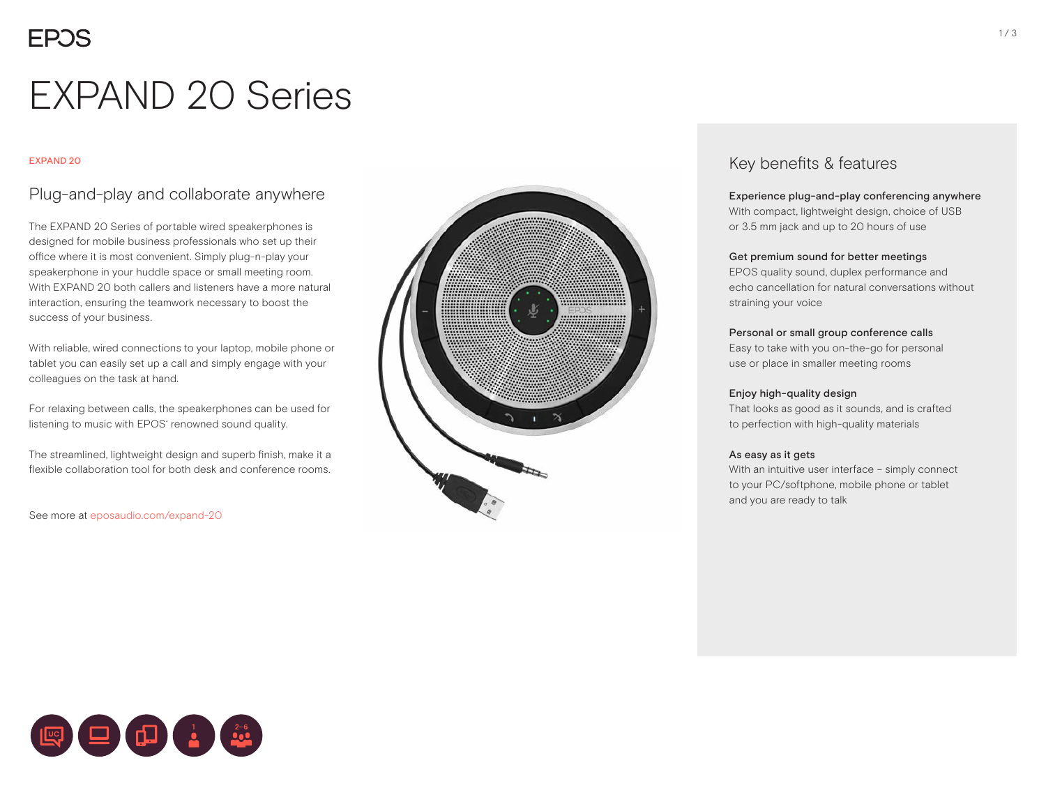EPOS

# EXPAND 20 Series

EXPAND 20

## Plug-and-play and collaborate anywhere

The EXPAND 20 Series of portable wired speakerphones is designed for mobile business professionals who set up their office where it is most convenient. Simply plug-n-play your speakerphone in your huddle space or small meeting room. With EXPAND 20 both callers and listeners have a more natural interaction, ensuring the teamwork necessary to boost the success of your business.

With reliable, wired connections to your laptop, mobile phone or tablet you can easily set up a call and simply engage with your colleagues on the task at hand.

For relaxing between calls, the speakerphones can be used for listening to music with EPOS' renowned sound quality.

The streamlined, lightweight design and superb finish, make it a flexible collaboration tool for both desk and conference rooms.

See more at eposaudio.com/expand-20

## Key benefits & features

**Experience plug-and-play conferencing anywhere**
With compact, lightweight design, choice of USB or 3.5 mm jack and up to 20 hours of use

**Get premium sound for better meetings**
EPOS quality sound, duplex performance and echo cancellation for natural conversations without straining your voice

**Personal or small group conference calls**
Easy to take with you on-the-go for personal use or place in smaller meeting rooms

**Enjoy high-quality design**
That looks as good as it sounds, and is crafted to perfection with high-quality materials

**As easy as it gets**
With an intuitive user interface – simply connect to your PC/softphone, mobile phone or tablet and you are ready to talk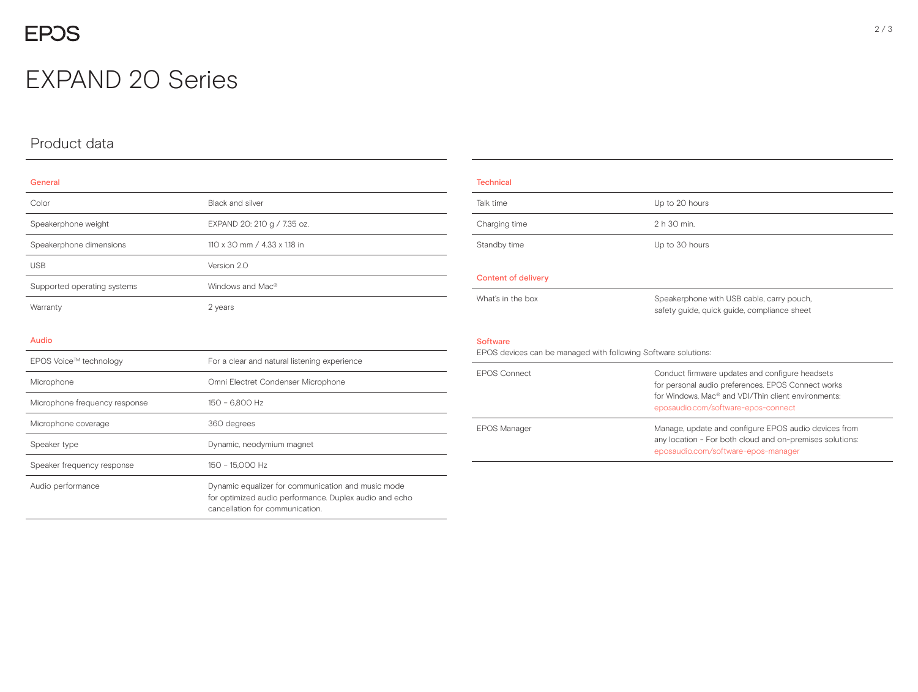# EXPAND 20 Series

## Product data

### General

| | |
|---|---|
| Color | Black and silver |
| Speakerphone weight | EXPAND 20: 210 g / 7.35 oz. |
| Speakerphone dimensions | 110 x 30 mm / 4.33 x 1.18 in |
| USB | Version 2.0 |
| Supported operating systems | Windows and Mac® |
| Warranty | 2 years |

### Audio

| | |
|---|---|
| EPOS Voice™ technology | For a clear and natural listening experience |
| Microphone | Omni Electret Condenser Microphone |
| Microphone frequency response | 150 – 6,800 Hz |
| Microphone coverage | 360 degrees |
| Speaker type | Dynamic, neodymium magnet |
| Speaker frequency response | 150 – 15,000 Hz |
| Audio performance | Dynamic equalizer for communication and music mode for optimized audio performance. Duplex audio and echo cancellation for communication. |

### Technical

| | |
|---|---|
| Talk time | Up to 20 hours |
| Charging time | 2 h 30 min. |
| Standby time | Up to 30 hours |

### Content of delivery

| | |
|---|---|
| What's in the box | Speakerphone with USB cable, carry pouch, safety guide, quick guide, compliance sheet |

### Software

EPOS devices can be managed with following Software solutions:

| | |
|---|---|
| EPOS Connect | Conduct firmware updates and configure headsets for personal audio preferences. EPOS Connect works for Windows, Mac® and VDI/Thin client environments: eposaudio.com/software-epos-connect |
| EPOS Manager | Manage, update and configure EPOS audio devices from any location – For both cloud and on-premises solutions: eposaudio.com/software-epos-manager |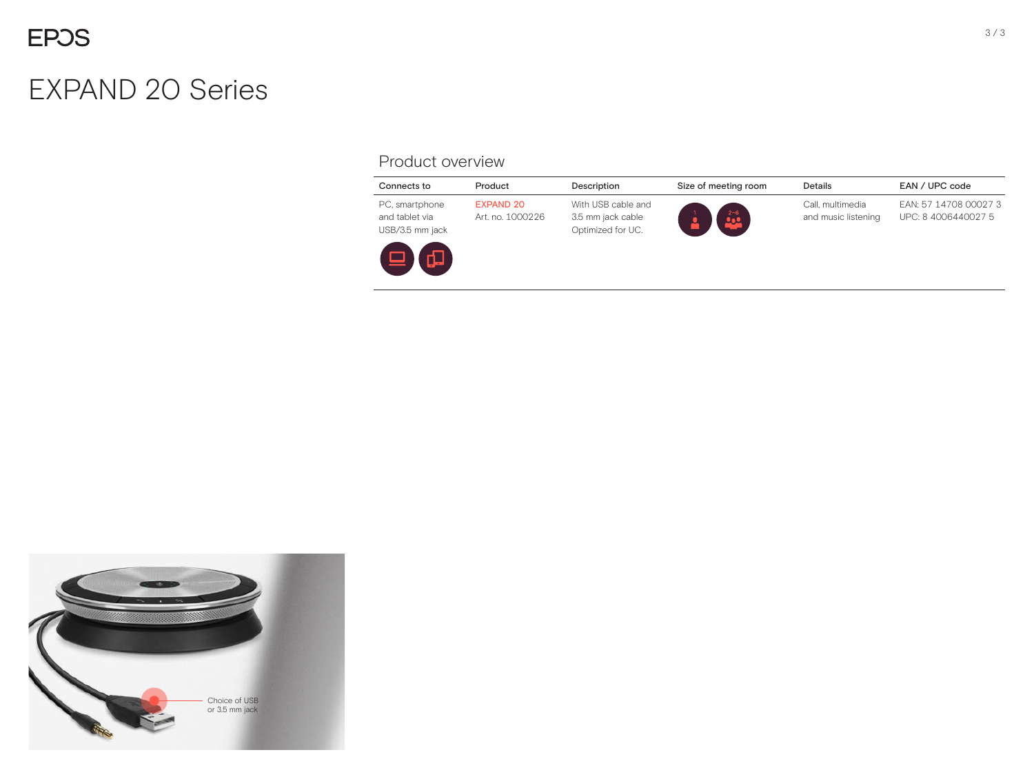# EXPAND 20 Series

## Product overview

| Connects to | Product | Description | Size of meeting room | Details | EAN / UPC code |
|---|---|---|---|---|---|
| PC, smartphone and tablet via USB/3.5 mm jack | EXPAND 20<br>Art. no. 1000226 | With USB cable and 3.5 mm jack cable<br>Optimized for UC. | 1<br>2–6 | Call, multimedia and music listening | EAN: 57 14708 00027 3<br>UPC: 8 4006440027 5 |

Choice of USB or 3.5 mm jack